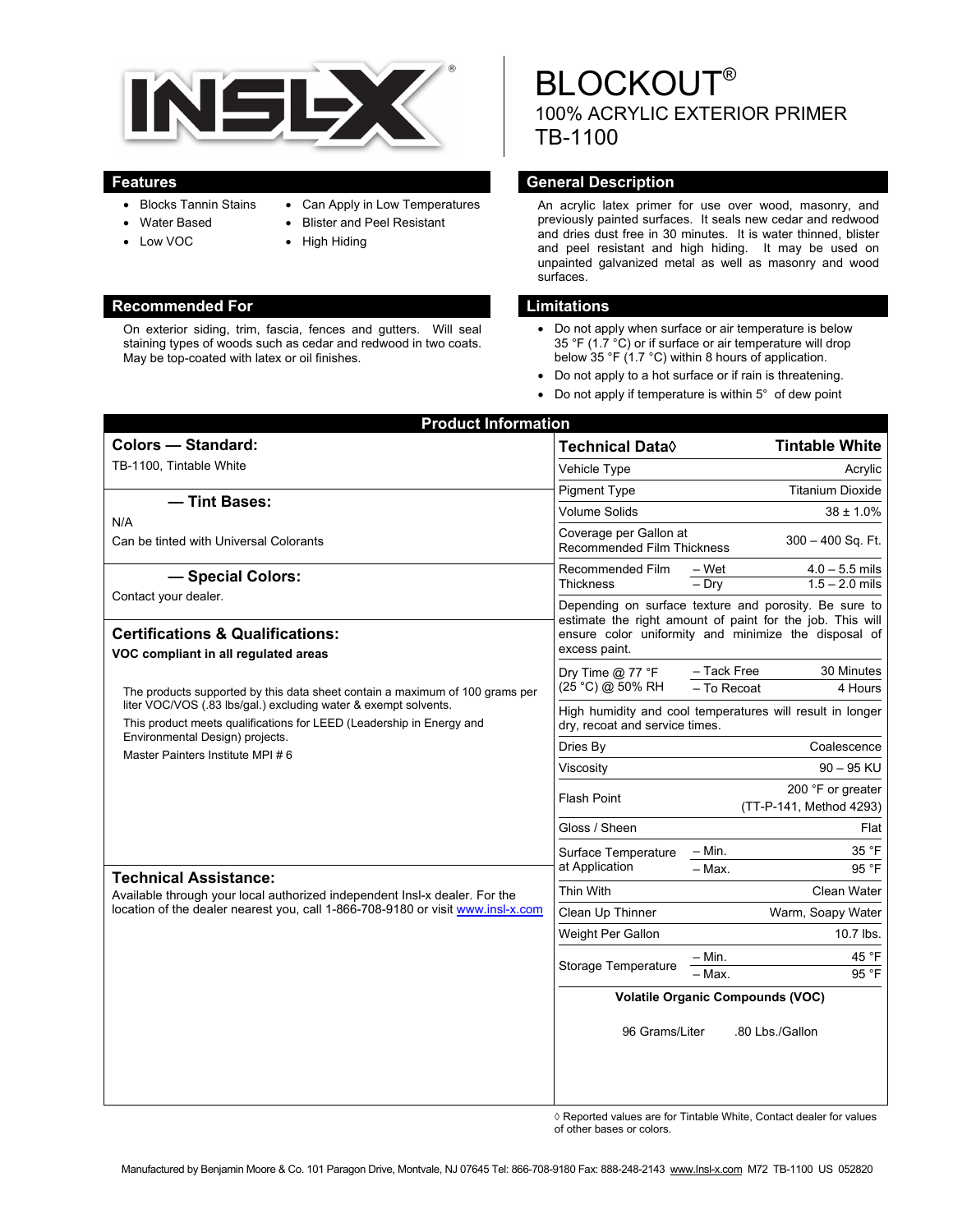# INSL-X®

# BLOCKOUT®
## 100% ACRYLIC EXTERIOR PRIMER
## TB-1100

## Features

- Blocks Tannin Stains
- Water Based
- Low VOC
- Can Apply in Low Temperatures
- Blister and Peel Resistant
- High Hiding

## General Description

An acrylic latex primer for use over wood, masonry, and previously painted surfaces. It seals new cedar and redwood and dries dust free in 30 minutes. It is water thinned, blister and peel resistant and high hiding. It may be used on unpainted galvanized metal as well as masonry and wood surfaces.

## Recommended For

On exterior siding, trim, fascia, fences and gutters. Will seal staining types of woods such as cedar and redwood in two coats. May be top-coated with latex or oil finishes.

## Limitations

- Do not apply when surface or air temperature is below 35 °F (1.7 °C) or if surface or air temperature will drop below 35 °F (1.7 °C) within 8 hours of application.
- Do not apply to a hot surface or if rain is threatening.
- Do not apply if temperature is within 5° of dew point

## Product Information

### Colors — Standard:

TB-1100, Tintable White

### — Tint Bases:

N/A

Can be tinted with Universal Colorants

### — Special Colors:

Contact your dealer.

### Certifications & Qualifications:

**VOC compliant in all regulated areas**

The products supported by this data sheet contain a maximum of 100 grams per liter VOC/VOS (.83 lbs/gal.) excluding water & exempt solvents.

This product meets qualifications for LEED (Leadership in Energy and Environmental Design) projects.

Master Painters Institute MPI # 6

### Technical Assistance:

Available through your local authorized independent Insl-x dealer. For the location of the dealer nearest you, call 1-866-708-9180 or visit www.insl-x.com

| Technical Data◊ | | Tintable White |
|---|---|---|
| Vehicle Type | | Acrylic |
| Pigment Type | | Titanium Dioxide |
| Volume Solids | | 38 ± 1.0% |
| Coverage per Gallon at Recommended Film Thickness | | 300 – 400 Sq. Ft. |
| Recommended Film Thickness | – Wet | 4.0 – 5.5 mils |
| | – Dry | 1.5 – 2.0 mils |
| Depending on surface texture and porosity. Be sure to estimate the right amount of paint for the job. This will ensure color uniformity and minimize the disposal of excess paint. | | |
| Dry Time @ 77 °F (25 °C) @ 50% RH | – Tack Free | 30 Minutes |
| | – To Recoat | 4 Hours |
| High humidity and cool temperatures will result in longer dry, recoat and service times. | | |
| Dries By | | Coalescence |
| Viscosity | | 90 – 95 KU |
| Flash Point | | 200 °F or greater (TT-P-141, Method 4293) |
| Gloss / Sheen | | Flat |
| Surface Temperature at Application | – Min. | 35 °F |
| | – Max. | 95 °F |
| Thin With | | Clean Water |
| Clean Up Thinner | | Warm, Soapy Water |
| Weight Per Gallon | | 10.7 lbs. |
| Storage Temperature | – Min. | 45 °F |
| | – Max. | 95 °F |
| Volatile Organic Compounds (VOC) | | |
| 96 Grams/Liter | .80 Lbs./Gallon | |

◊ Reported values are for Tintable White, Contact dealer for values of other bases or colors.

Manufactured by Benjamin Moore & Co. 101 Paragon Drive, Montvale, NJ 07645 Tel: 866-708-9180 Fax: 888-248-2143 www.Insl-x.com M72 TB-1100 US 052820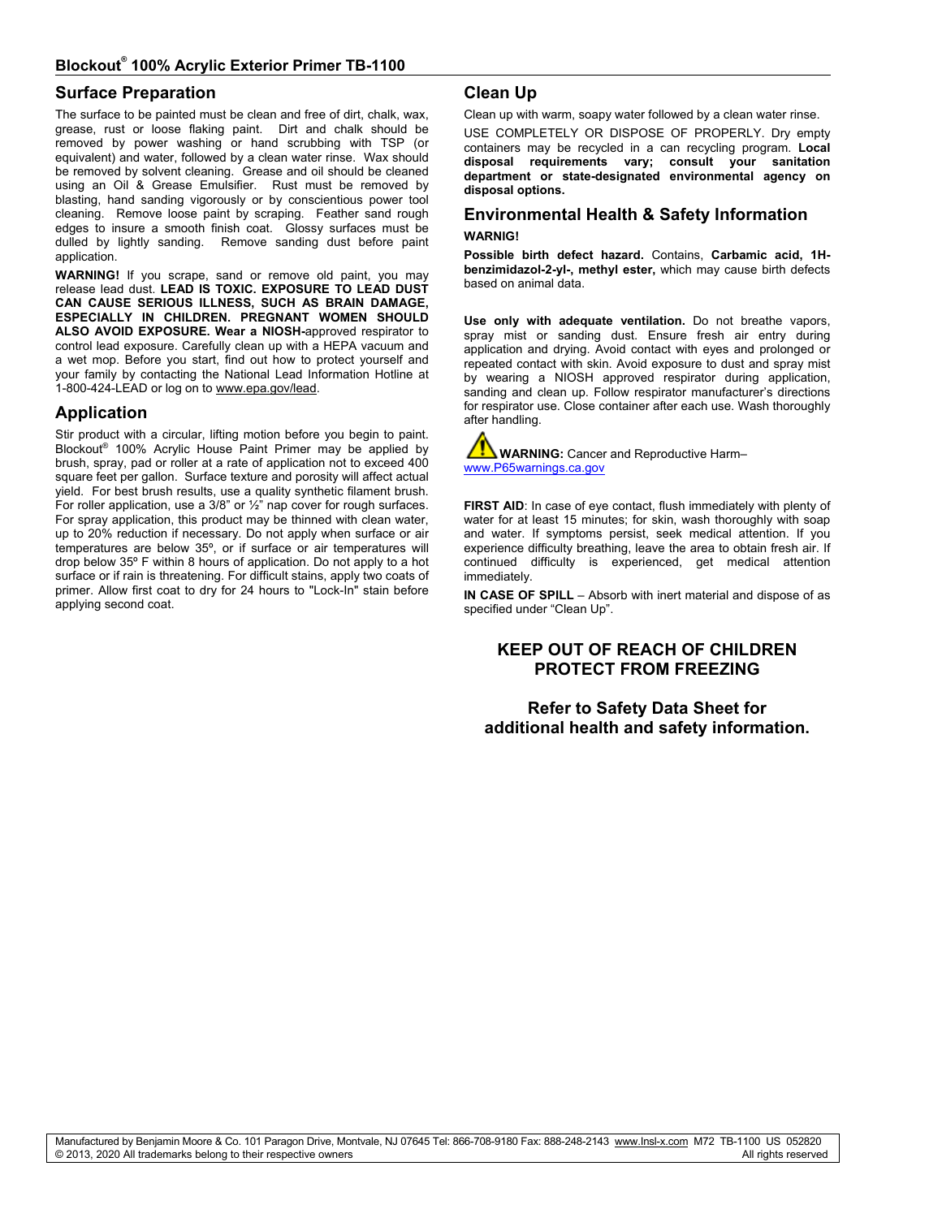# Blockout® 100% Acrylic Exterior Primer TB-1100

## Surface Preparation

The surface to be painted must be clean and free of dirt, chalk, wax, grease, rust or loose flaking paint. Dirt and chalk should be removed by power washing or hand scrubbing with TSP (or equivalent) and water, followed by a clean water rinse. Wax should be removed by solvent cleaning. Grease and oil should be cleaned using an Oil & Grease Emulsifier. Rust must be removed by blasting, hand sanding vigorously or by conscientious power tool cleaning. Remove loose paint by scraping. Feather sand rough edges to insure a smooth finish coat. Glossy surfaces must be dulled by lightly sanding. Remove sanding dust before paint application.

**WARNING!** If you scrape, sand or remove old paint, you may release lead dust. **LEAD IS TOXIC. EXPOSURE TO LEAD DUST CAN CAUSE SERIOUS ILLNESS, SUCH AS BRAIN DAMAGE, ESPECIALLY IN CHILDREN. PREGNANT WOMEN SHOULD ALSO AVOID EXPOSURE. Wear a NIOSH-**approved respirator to control lead exposure. Carefully clean up with a HEPA vacuum and a wet mop. Before you start, find out how to protect yourself and your family by contacting the National Lead Information Hotline at 1-800-424-LEAD or log on to www.epa.gov/lead.

## Application

Stir product with a circular, lifting motion before you begin to paint. Blockout® 100% Acrylic House Paint Primer may be applied by brush, spray, pad or roller at a rate of application not to exceed 400 square feet per gallon. Surface texture and porosity will affect actual yield. For best brush results, use a quality synthetic filament brush. For roller application, use a 3/8" or ½" nap cover for rough surfaces. For spray application, this product may be thinned with clean water, up to 20% reduction if necessary. Do not apply when surface or air temperatures are below 35º, or if surface or air temperatures will drop below 35º F within 8 hours of application. Do not apply to a hot surface or if rain is threatening. For difficult stains, apply two coats of primer. Allow first coat to dry for 24 hours to "Lock-In" stain before applying second coat.

## Clean Up

Clean up with warm, soapy water followed by a clean water rinse.

USE COMPLETELY OR DISPOSE OF PROPERLY. Dry empty containers may be recycled in a can recycling program. **Local disposal requirements vary; consult your sanitation department or state-designated environmental agency on disposal options.**

## Environmental Health & Safety Information

**WARNIG!**

**Possible birth defect hazard.** Contains, **Carbamic acid, 1H-benzimidazol-2-yl-, methyl ester,** which may cause birth defects based on animal data.

**Use only with adequate ventilation.** Do not breathe vapors, spray mist or sanding dust. Ensure fresh air entry during application and drying. Avoid contact with eyes and prolonged or repeated contact with skin. Avoid exposure to dust and spray mist by wearing a NIOSH approved respirator during application, sanding and clean up. Follow respirator manufacturer's directions for respirator use. Close container after each use. Wash thoroughly after handling.

**WARNING:** Cancer and Reproductive Harm– www.P65warnings.ca.gov

**FIRST AID**: In case of eye contact, flush immediately with plenty of water for at least 15 minutes; for skin, wash thoroughly with soap and water. If symptoms persist, seek medical attention. If you experience difficulty breathing, leave the area to obtain fresh air. If continued difficulty is experienced, get medical attention immediately.

**IN CASE OF SPILL** – Absorb with inert material and dispose of as specified under "Clean Up".

**KEEP OUT OF REACH OF CHILDREN**
**PROTECT FROM FREEZING**

**Refer to Safety Data Sheet for additional health and safety information.**

Manufactured by Benjamin Moore & Co. 101 Paragon Drive, Montvale, NJ 07645 Tel: 866-708-9180 Fax: 888-248-2143 www.lnsl-x.com M72 TB-1100 US 052820
© 2013, 2020 All trademarks belong to their respective owners All rights reserved